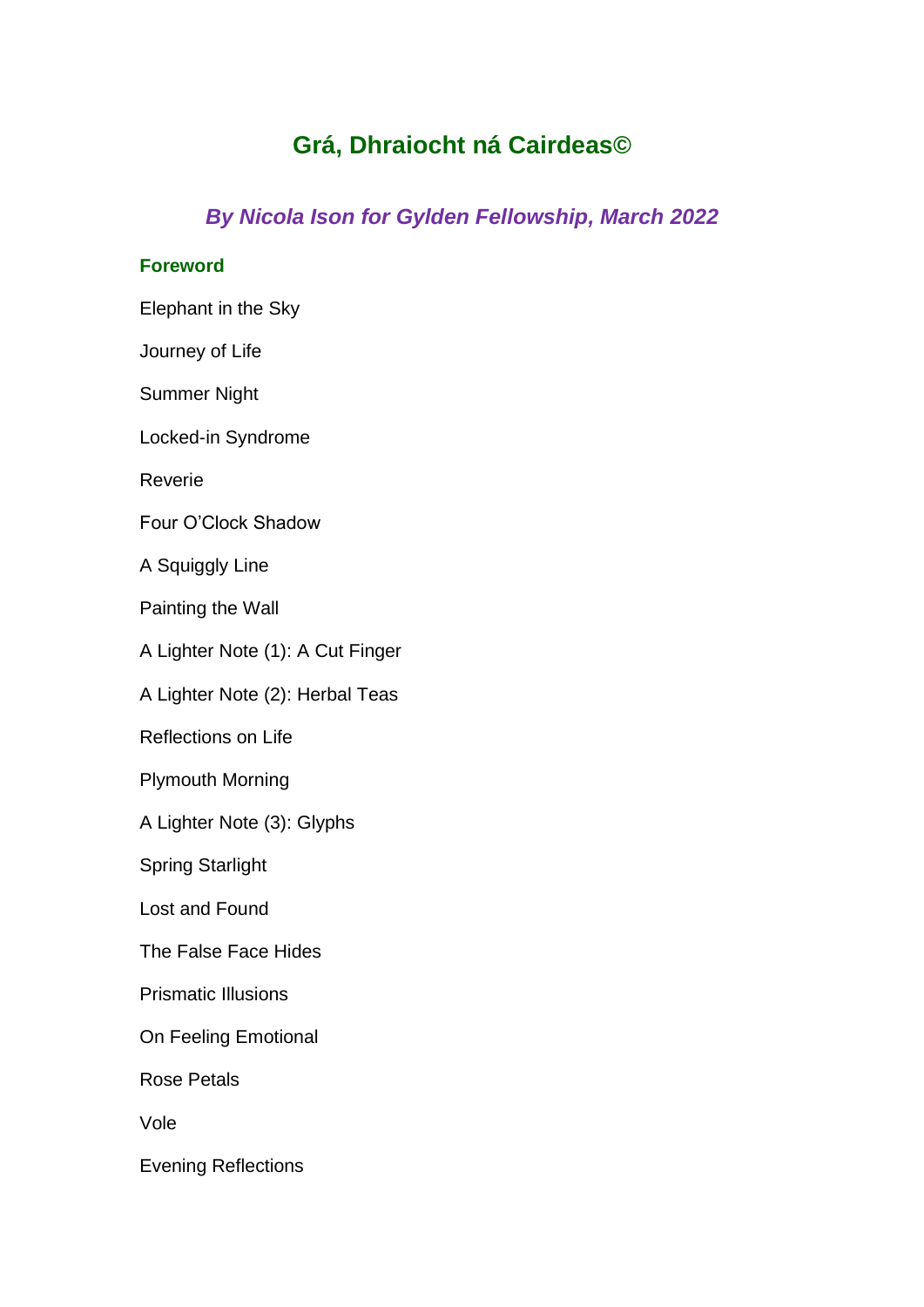# Grá, Dhraiocht ná Cairdeas©

***By Nicola Ison for Gylden Fellowship, March 2022***

**Foreword**

Elephant in the Sky

Journey of Life

Summer Night

Locked-in Syndrome

Reverie

Four O'Clock Shadow

A Squiggly Line

Painting the Wall

A Lighter Note (1): A Cut Finger

A Lighter Note (2): Herbal Teas

Reflections on Life

Plymouth Morning

A Lighter Note (3): Glyphs

Spring Starlight

Lost and Found

The False Face Hides

Prismatic Illusions

On Feeling Emotional

Rose Petals

Vole

Evening Reflections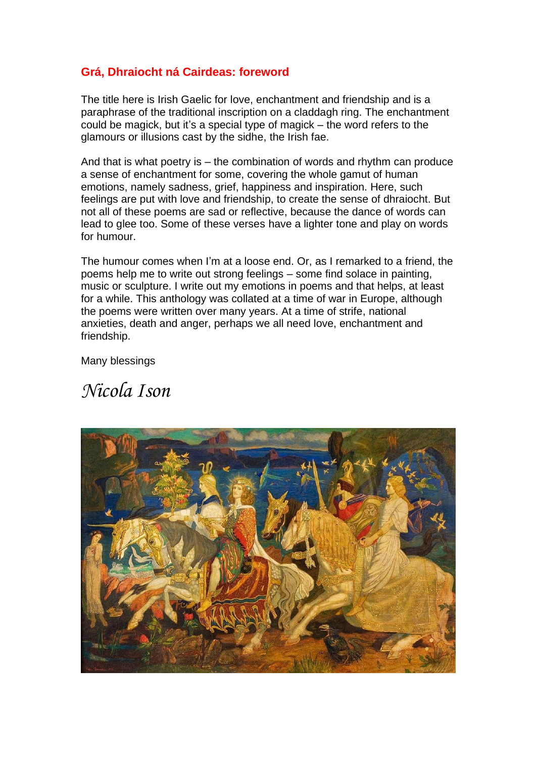## Grá, Dhraiocht ná Cairdeas: foreword

The title here is Irish Gaelic for love, enchantment and friendship and is a paraphrase of the traditional inscription on a claddagh ring. The enchantment could be magick, but it's a special type of magick – the word refers to the glamours or illusions cast by the sidhe, the Irish fae.

And that is what poetry is – the combination of words and rhythm can produce a sense of enchantment for some, covering the whole gamut of human emotions, namely sadness, grief, happiness and inspiration. Here, such feelings are put with love and friendship, to create the sense of dhraiocht. But not all of these poems are sad or reflective, because the dance of words can lead to glee too. Some of these verses have a lighter tone and play on words for humour.

The humour comes when I'm at a loose end. Or, as I remarked to a friend, the poems help me to write out strong feelings – some find solace in painting, music or sculpture. I write out my emotions in poems and that helps, at least for a while. This anthology was collated at a time of war in Europe, although the poems were written over many years. At a time of strife, national anxieties, death and anger, perhaps we all need love, enchantment and friendship.

Many blessings

*Nicola Ison*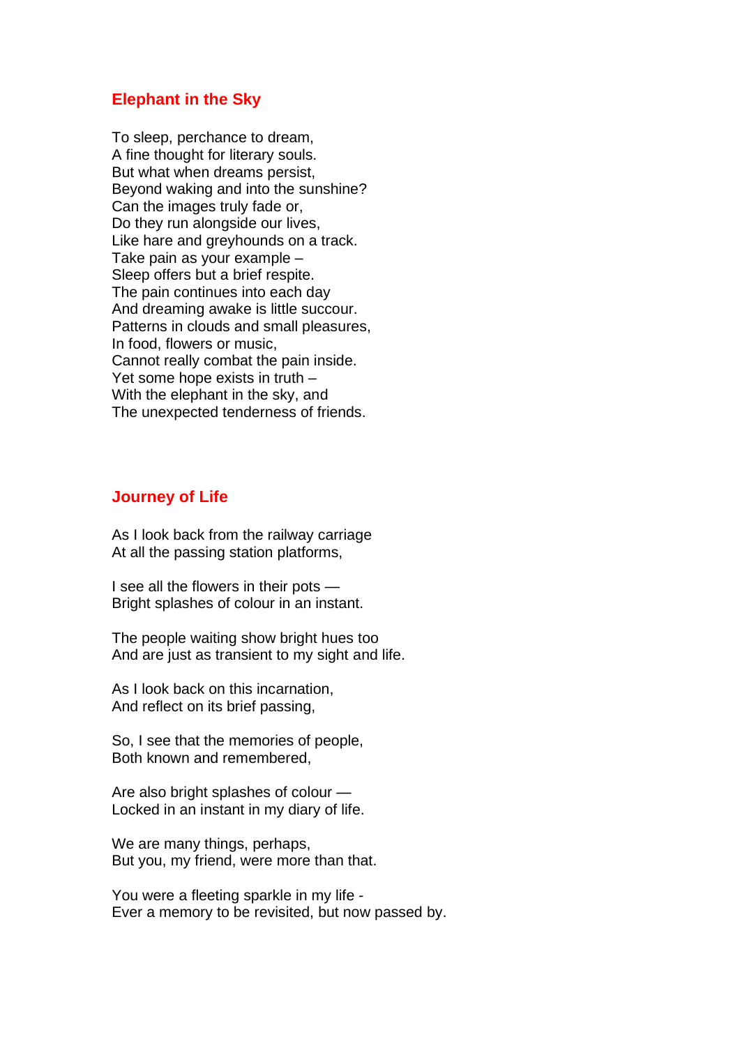## Elephant in the Sky

To sleep, perchance to dream,  
A fine thought for literary souls.  
But what when dreams persist,  
Beyond waking and into the sunshine?  
Can the images truly fade or,  
Do they run alongside our lives,  
Like hare and greyhounds on a track.  
Take pain as your example –  
Sleep offers but a brief respite.  
The pain continues into each day  
And dreaming awake is little succour.  
Patterns in clouds and small pleasures,  
In food, flowers or music,  
Cannot really combat the pain inside.  
Yet some hope exists in truth –  
With the elephant in the sky, and  
The unexpected tenderness of friends.

## Journey of Life

As I look back from the railway carriage  
At all the passing station platforms,

I see all the flowers in their pots —  
Bright splashes of colour in an instant.

The people waiting show bright hues too  
And are just as transient to my sight and life.

As I look back on this incarnation,  
And reflect on its brief passing,

So, I see that the memories of people,  
Both known and remembered,

Are also bright splashes of colour —  
Locked in an instant in my diary of life.

We are many things, perhaps,  
But you, my friend, were more than that.

You were a fleeting sparkle in my life -  
Ever a memory to be revisited, but now passed by.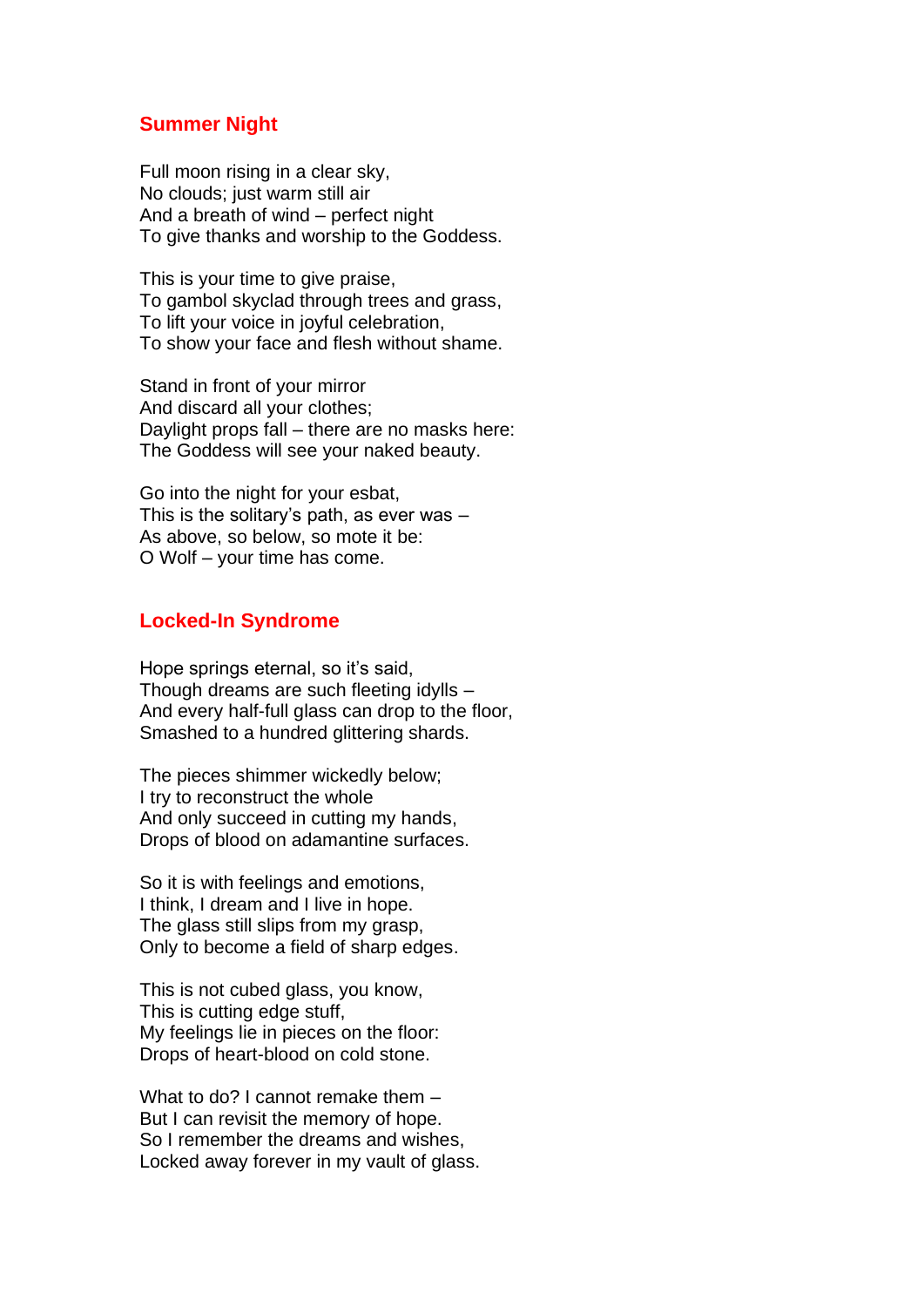## Summer Night

Full moon rising in a clear sky,  
No clouds; just warm still air  
And a breath of wind – perfect night  
To give thanks and worship to the Goddess.

This is your time to give praise,  
To gambol skyclad through trees and grass,  
To lift your voice in joyful celebration,  
To show your face and flesh without shame.

Stand in front of your mirror  
And discard all your clothes;  
Daylight props fall – there are no masks here:  
The Goddess will see your naked beauty.

Go into the night for your esbat,  
This is the solitary's path, as ever was –  
As above, so below, so mote it be:  
O Wolf – your time has come.

## Locked-In Syndrome

Hope springs eternal, so it's said,  
Though dreams are such fleeting idylls –  
And every half-full glass can drop to the floor,  
Smashed to a hundred glittering shards.

The pieces shimmer wickedly below;  
I try to reconstruct the whole  
And only succeed in cutting my hands,  
Drops of blood on adamantine surfaces.

So it is with feelings and emotions,  
I think, I dream and I live in hope.  
The glass still slips from my grasp,  
Only to become a field of sharp edges.

This is not cubed glass, you know,  
This is cutting edge stuff,  
My feelings lie in pieces on the floor:  
Drops of heart-blood on cold stone.

What to do? I cannot remake them –  
But I can revisit the memory of hope.  
So I remember the dreams and wishes,  
Locked away forever in my vault of glass.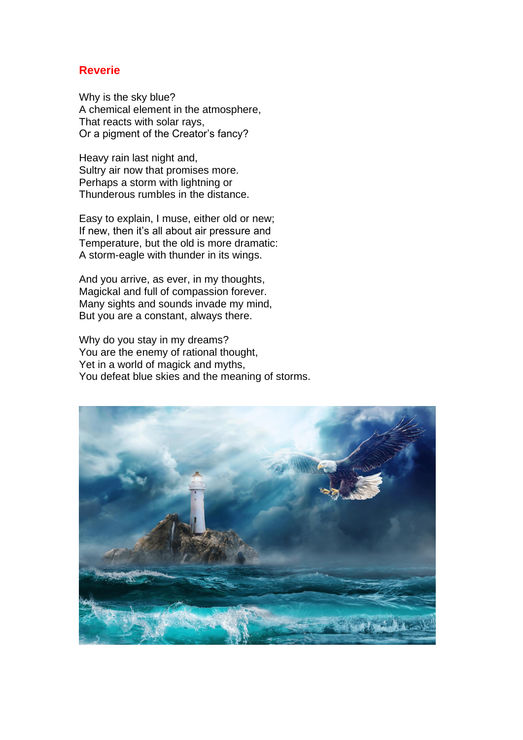## Reverie

Why is the sky blue?
A chemical element in the atmosphere,
That reacts with solar rays,
Or a pigment of the Creator's fancy?

Heavy rain last night and,
Sultry air now that promises more.
Perhaps a storm with lightning or
Thunderous rumbles in the distance.

Easy to explain, I muse, either old or new;
If new, then it's all about air pressure and
Temperature, but the old is more dramatic:
A storm-eagle with thunder in its wings.

And you arrive, as ever, in my thoughts,
Magickal and full of compassion forever.
Many sights and sounds invade my mind,
But you are a constant, always there.

Why do you stay in my dreams?
You are the enemy of rational thought,
Yet in a world of magick and myths,
You defeat blue skies and the meaning of storms.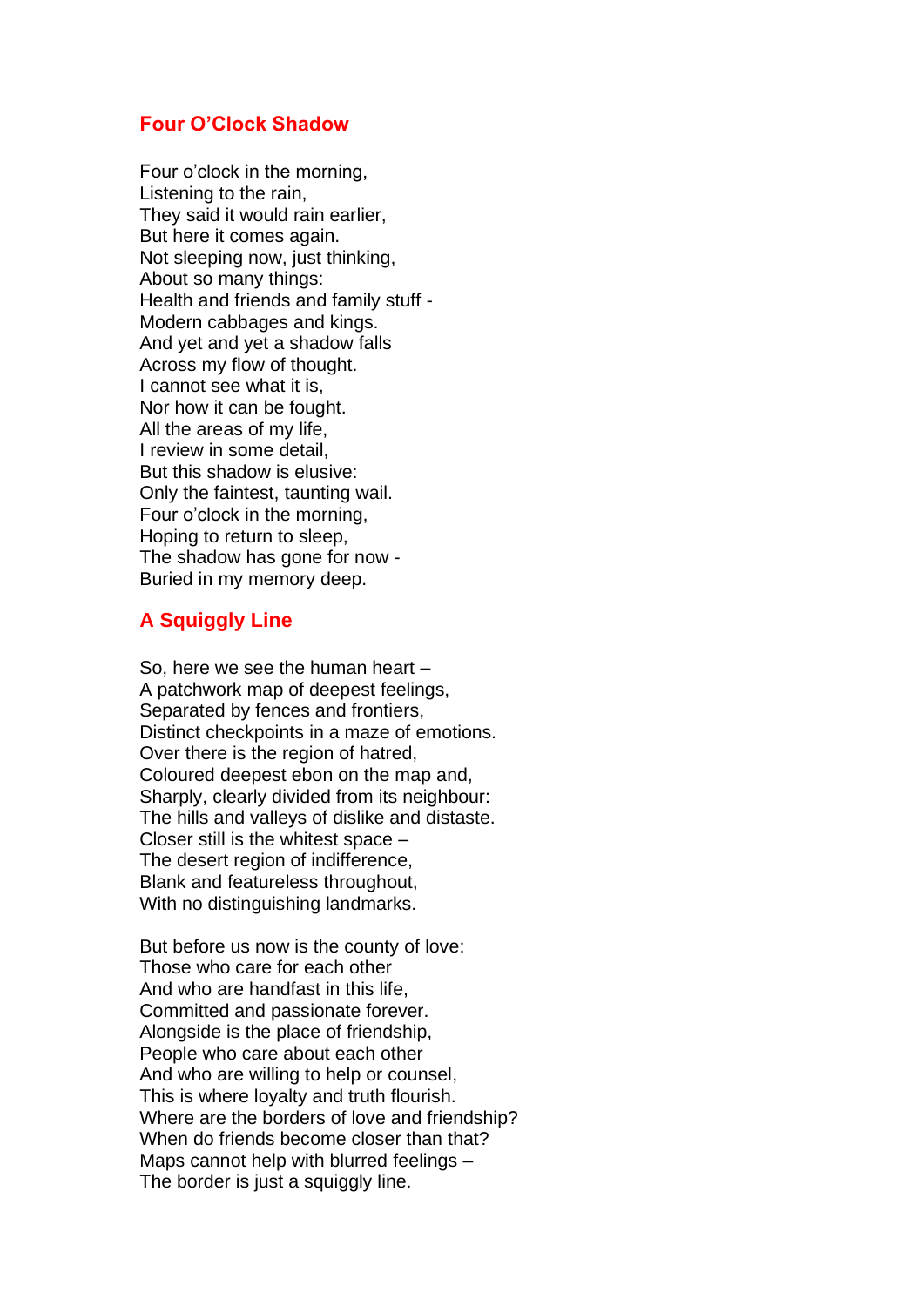## Four O'Clock Shadow

Four o'clock in the morning,
Listening to the rain,
They said it would rain earlier,
But here it comes again.
Not sleeping now, just thinking,
About so many things:
Health and friends and family stuff -
Modern cabbages and kings.
And yet and yet a shadow falls
Across my flow of thought.
I cannot see what it is,
Nor how it can be fought.
All the areas of my life,
I review in some detail,
But this shadow is elusive:
Only the faintest, taunting wail.
Four o'clock in the morning,
Hoping to return to sleep,
The shadow has gone for now -
Buried in my memory deep.

## A Squiggly Line

So, here we see the human heart –
A patchwork map of deepest feelings,
Separated by fences and frontiers,
Distinct checkpoints in a maze of emotions.
Over there is the region of hatred,
Coloured deepest ebon on the map and,
Sharply, clearly divided from its neighbour:
The hills and valleys of dislike and distaste.
Closer still is the whitest space –
The desert region of indifference,
Blank and featureless throughout,
With no distinguishing landmarks.

But before us now is the county of love:
Those who care for each other
And who are handfast in this life,
Committed and passionate forever.
Alongside is the place of friendship,
People who care about each other
And who are willing to help or counsel,
This is where loyalty and truth flourish.
Where are the borders of love and friendship?
When do friends become closer than that?
Maps cannot help with blurred feelings –
The border is just a squiggly line.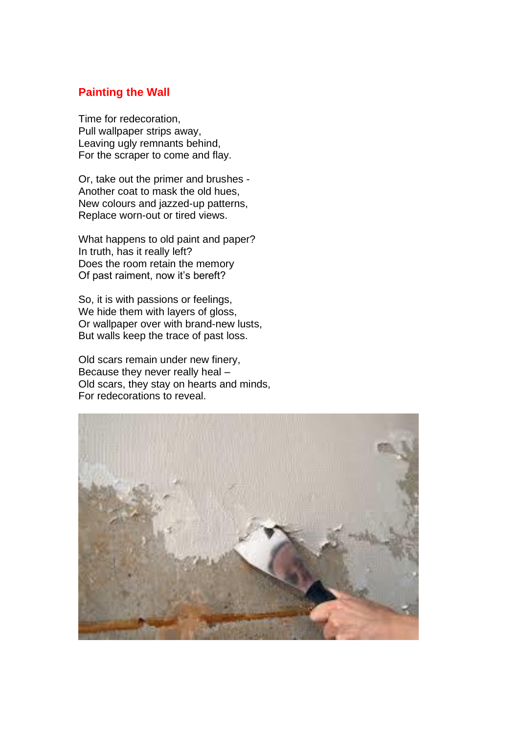## Painting the Wall

Time for redecoration,  
Pull wallpaper strips away,  
Leaving ugly remnants behind,  
For the scraper to come and flay.

Or, take out the primer and brushes -  
Another coat to mask the old hues,  
New colours and jazzed-up patterns,  
Replace worn-out or tired views.

What happens to old paint and paper?  
In truth, has it really left?  
Does the room retain the memory  
Of past raiment, now it's bereft?

So, it is with passions or feelings,  
We hide them with layers of gloss,  
Or wallpaper over with brand-new lusts,  
But walls keep the trace of past loss.

Old scars remain under new finery,  
Because they never really heal –  
Old scars, they stay on hearts and minds,  
For redecorations to reveal.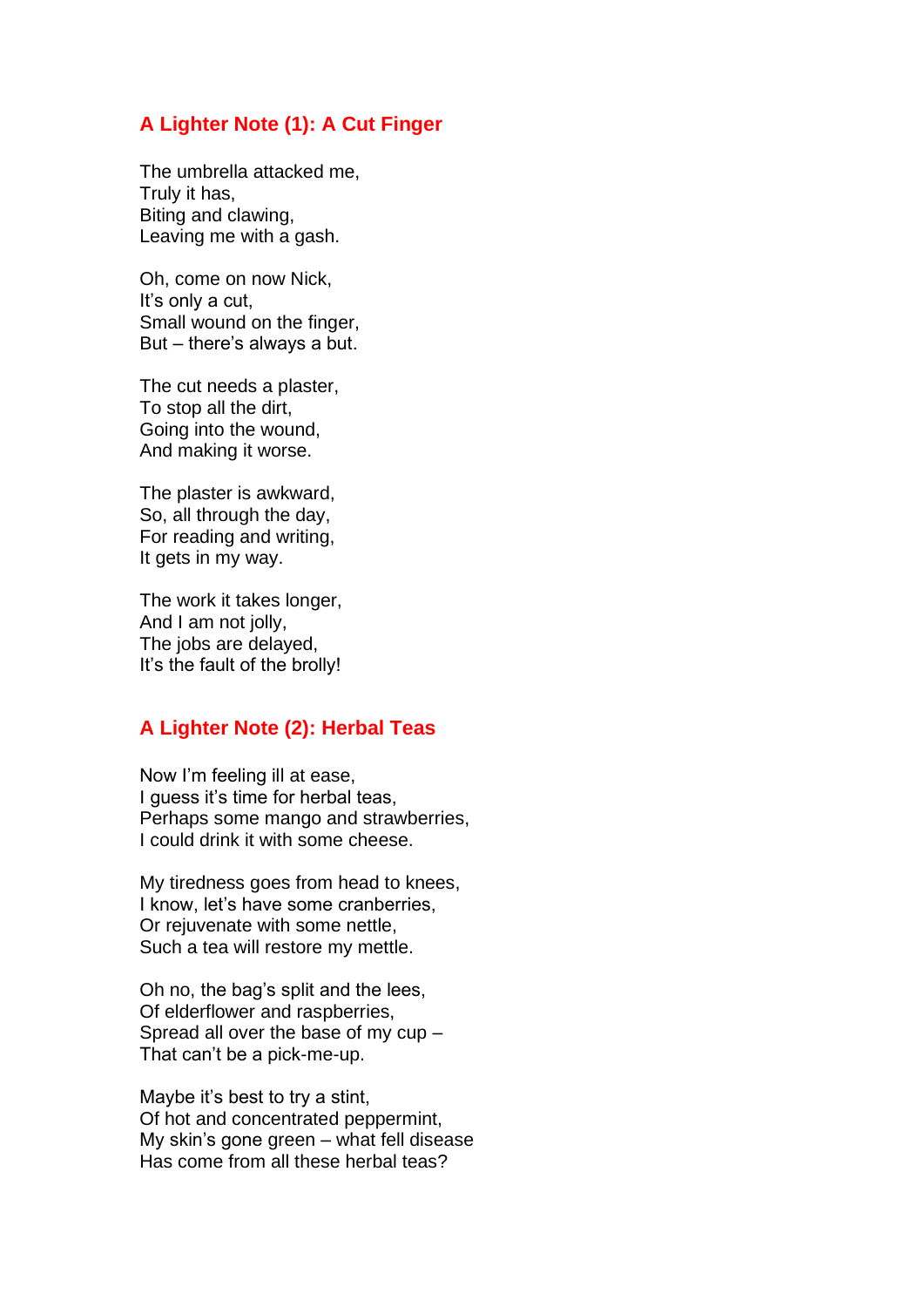## A Lighter Note (1): A Cut Finger

The umbrella attacked me,  
Truly it has,  
Biting and clawing,  
Leaving me with a gash.

Oh, come on now Nick,  
It's only a cut,  
Small wound on the finger,  
But – there's always a but.

The cut needs a plaster,  
To stop all the dirt,  
Going into the wound,  
And making it worse.

The plaster is awkward,  
So, all through the day,  
For reading and writing,  
It gets in my way.

The work it takes longer,  
And I am not jolly,  
The jobs are delayed,  
It's the fault of the brolly!

## A Lighter Note (2): Herbal Teas

Now I'm feeling ill at ease,  
I guess it's time for herbal teas,  
Perhaps some mango and strawberries,  
I could drink it with some cheese.

My tiredness goes from head to knees,  
I know, let's have some cranberries,  
Or rejuvenate with some nettle,  
Such a tea will restore my mettle.

Oh no, the bag's split and the lees,  
Of elderflower and raspberries,  
Spread all over the base of my cup –  
That can't be a pick-me-up.

Maybe it's best to try a stint,  
Of hot and concentrated peppermint,  
My skin's gone green – what fell disease  
Has come from all these herbal teas?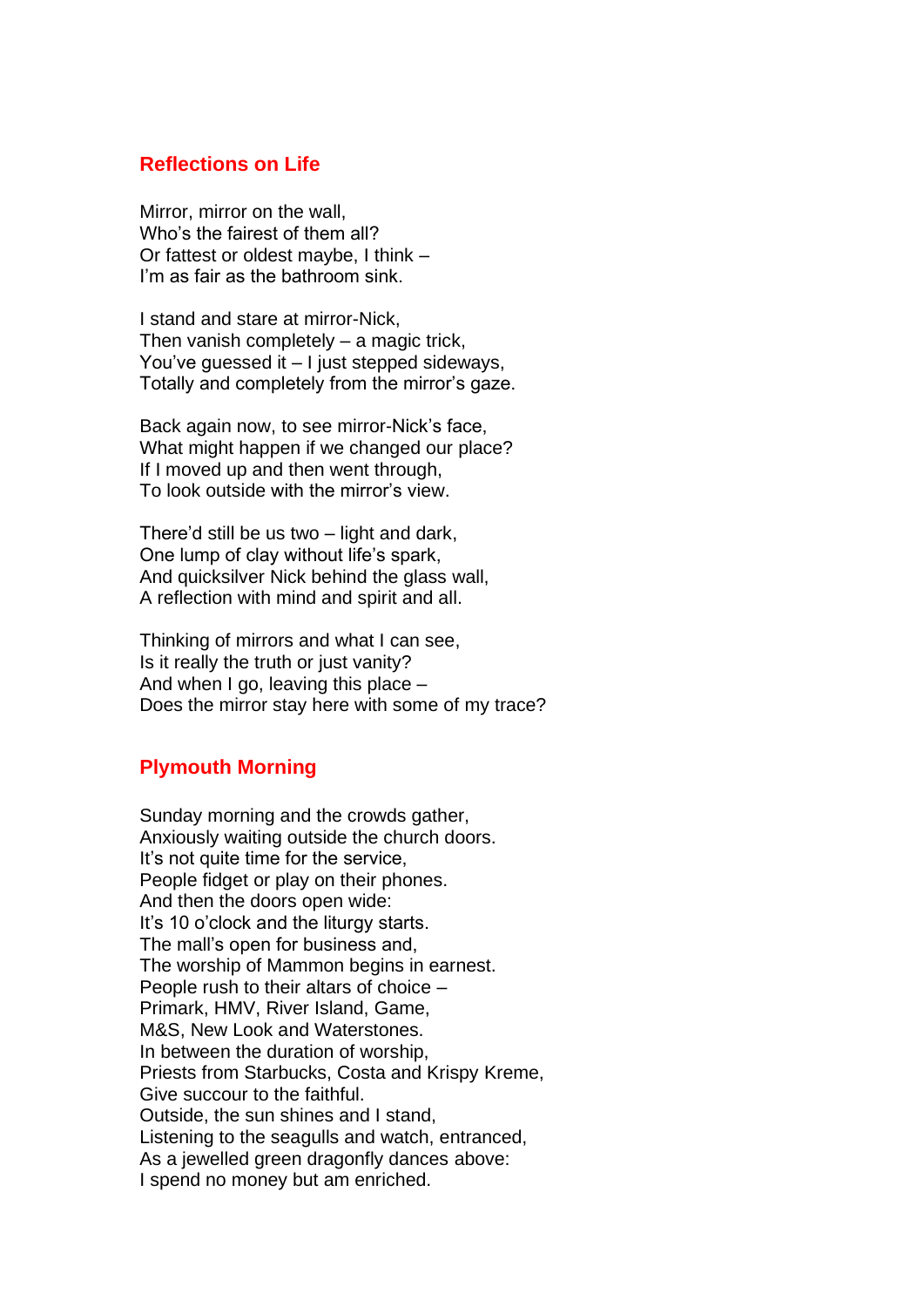## Reflections on Life

Mirror, mirror on the wall,
Who's the fairest of them all?
Or fattest or oldest maybe, I think –
I'm as fair as the bathroom sink.

I stand and stare at mirror-Nick,
Then vanish completely – a magic trick,
You've guessed it – I just stepped sideways,
Totally and completely from the mirror's gaze.

Back again now, to see mirror-Nick's face,
What might happen if we changed our place?
If I moved up and then went through,
To look outside with the mirror's view.

There'd still be us two – light and dark,
One lump of clay without life's spark,
And quicksilver Nick behind the glass wall,
A reflection with mind and spirit and all.

Thinking of mirrors and what I can see,
Is it really the truth or just vanity?
And when I go, leaving this place –
Does the mirror stay here with some of my trace?

## Plymouth Morning

Sunday morning and the crowds gather,
Anxiously waiting outside the church doors.
It's not quite time for the service,
People fidget or play on their phones.
And then the doors open wide:
It's 10 o'clock and the liturgy starts.
The mall's open for business and,
The worship of Mammon begins in earnest.
People rush to their altars of choice –
Primark, HMV, River Island, Game,
M&S, New Look and Waterstones.
In between the duration of worship,
Priests from Starbucks, Costa and Krispy Kreme,
Give succour to the faithful.
Outside, the sun shines and I stand,
Listening to the seagulls and watch, entranced,
As a jewelled green dragonfly dances above:
I spend no money but am enriched.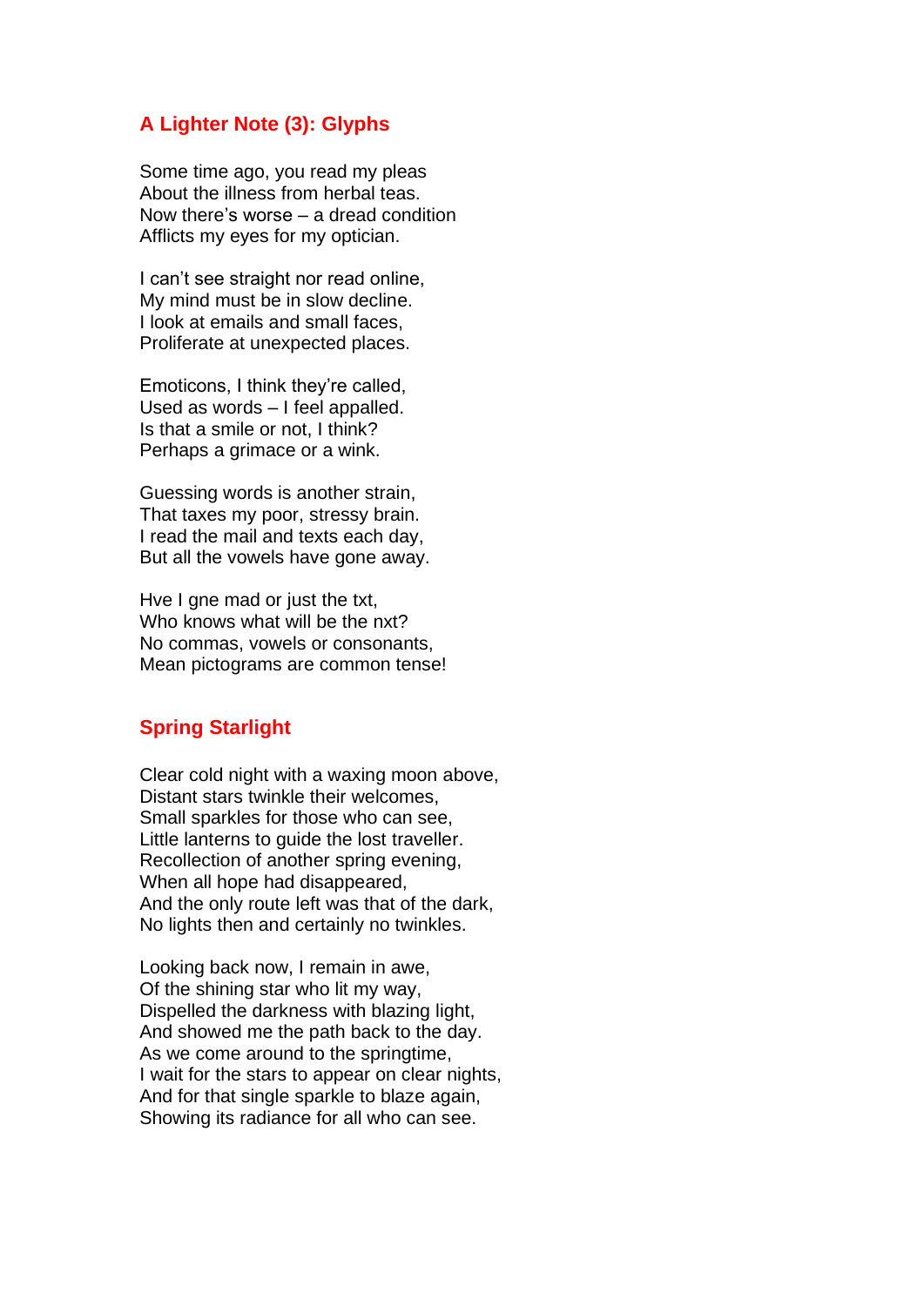## A Lighter Note (3): Glyphs

Some time ago, you read my pleas
About the illness from herbal teas.
Now there's worse – a dread condition
Afflicts my eyes for my optician.

I can't see straight nor read online,
My mind must be in slow decline.
I look at emails and small faces,
Proliferate at unexpected places.

Emoticons, I think they're called,
Used as words – I feel appalled.
Is that a smile or not, I think?
Perhaps a grimace or a wink.

Guessing words is another strain,
That taxes my poor, stressy brain.
I read the mail and texts each day,
But all the vowels have gone away.

Hve I gne mad or just the txt,
Who knows what will be the nxt?
No commas, vowels or consonants,
Mean pictograms are common tense!

## Spring Starlight

Clear cold night with a waxing moon above,
Distant stars twinkle their welcomes,
Small sparkles for those who can see,
Little lanterns to guide the lost traveller.
Recollection of another spring evening,
When all hope had disappeared,
And the only route left was that of the dark,
No lights then and certainly no twinkles.

Looking back now, I remain in awe,
Of the shining star who lit my way,
Dispelled the darkness with blazing light,
And showed me the path back to the day.
As we come around to the springtime,
I wait for the stars to appear on clear nights,
And for that single sparkle to blaze again,
Showing its radiance for all who can see.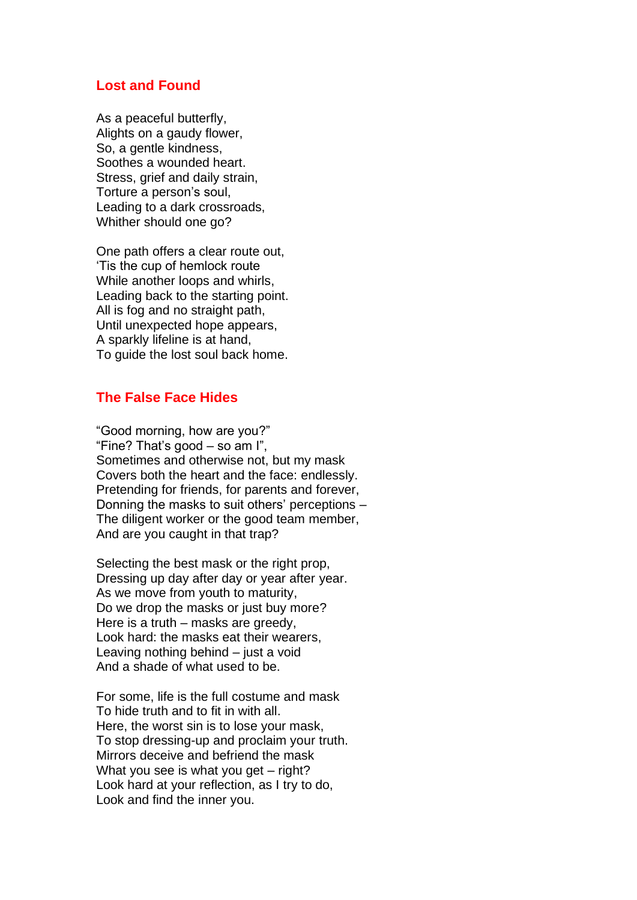## Lost and Found

As a peaceful butterfly,  
Alights on a gaudy flower,  
So, a gentle kindness,  
Soothes a wounded heart.  
Stress, grief and daily strain,  
Torture a person's soul,  
Leading to a dark crossroads,  
Whither should one go?

One path offers a clear route out,  
'Tis the cup of hemlock route  
While another loops and whirls,  
Leading back to the starting point.  
All is fog and no straight path,  
Until unexpected hope appears,  
A sparkly lifeline is at hand,  
To guide the lost soul back home.

## The False Face Hides

"Good morning, how are you?"  
"Fine? That's good – so am I",  
Sometimes and otherwise not, but my mask  
Covers both the heart and the face: endlessly.  
Pretending for friends, for parents and forever,  
Donning the masks to suit others' perceptions –  
The diligent worker or the good team member,  
And are you caught in that trap?

Selecting the best mask or the right prop,  
Dressing up day after day or year after year.  
As we move from youth to maturity,  
Do we drop the masks or just buy more?  
Here is a truth – masks are greedy,  
Look hard: the masks eat their wearers,  
Leaving nothing behind – just a void  
And a shade of what used to be.

For some, life is the full costume and mask  
To hide truth and to fit in with all.  
Here, the worst sin is to lose your mask,  
To stop dressing-up and proclaim your truth.  
Mirrors deceive and befriend the mask  
What you see is what you get – right?  
Look hard at your reflection, as I try to do,  
Look and find the inner you.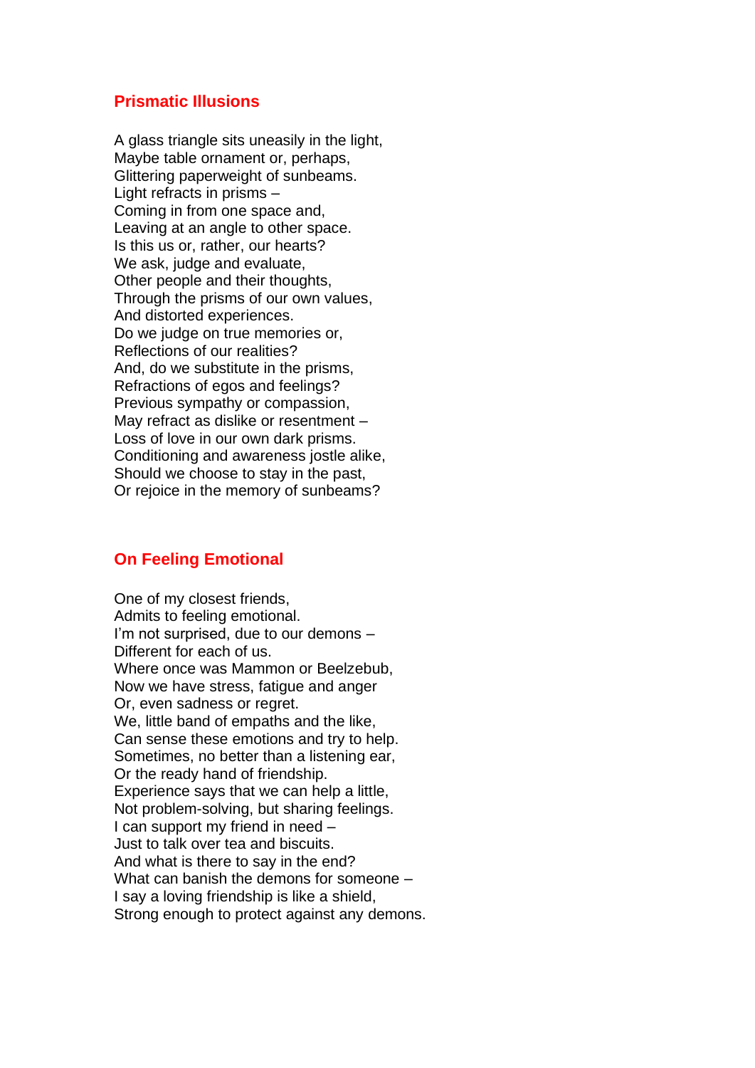## Prismatic Illusions

A glass triangle sits uneasily in the light,
Maybe table ornament or, perhaps,
Glittering paperweight of sunbeams.
Light refracts in prisms –
Coming in from one space and,
Leaving at an angle to other space.
Is this us or, rather, our hearts?
We ask, judge and evaluate,
Other people and their thoughts,
Through the prisms of our own values,
And distorted experiences.
Do we judge on true memories or,
Reflections of our realities?
And, do we substitute in the prisms,
Refractions of egos and feelings?
Previous sympathy or compassion,
May refract as dislike or resentment –
Loss of love in our own dark prisms.
Conditioning and awareness jostle alike,
Should we choose to stay in the past,
Or rejoice in the memory of sunbeams?

## On Feeling Emotional

One of my closest friends,
Admits to feeling emotional.
I'm not surprised, due to our demons –
Different for each of us.
Where once was Mammon or Beelzebub,
Now we have stress, fatigue and anger
Or, even sadness or regret.
We, little band of empaths and the like,
Can sense these emotions and try to help.
Sometimes, no better than a listening ear,
Or the ready hand of friendship.
Experience says that we can help a little,
Not problem-solving, but sharing feelings.
I can support my friend in need –
Just to talk over tea and biscuits.
And what is there to say in the end?
What can banish the demons for someone –
I say a loving friendship is like a shield,
Strong enough to protect against any demons.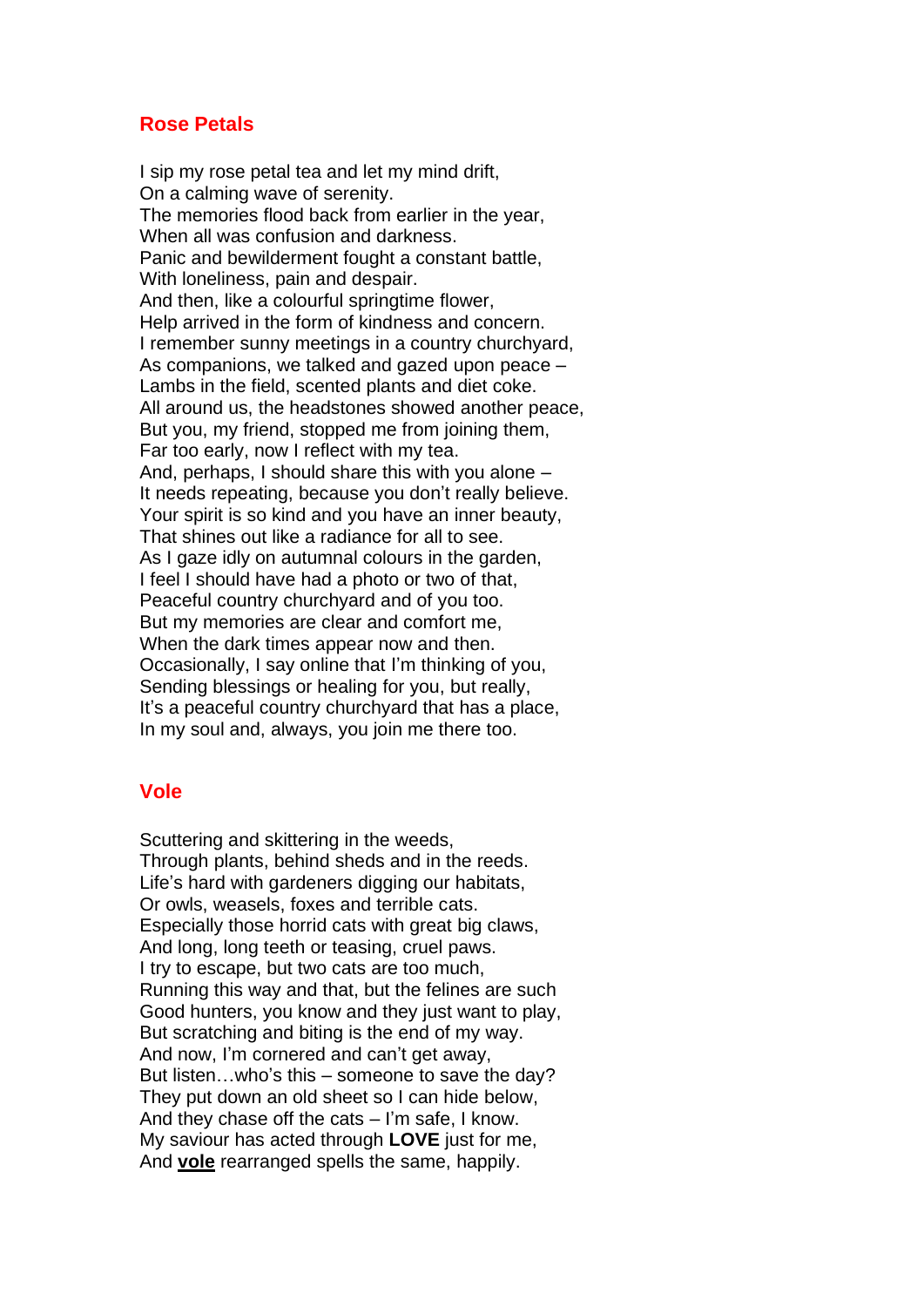## Rose Petals

I sip my rose petal tea and let my mind drift,  
On a calming wave of serenity.  
The memories flood back from earlier in the year,  
When all was confusion and darkness.  
Panic and bewilderment fought a constant battle,  
With loneliness, pain and despair.  
And then, like a colourful springtime flower,  
Help arrived in the form of kindness and concern.  
I remember sunny meetings in a country churchyard,  
As companions, we talked and gazed upon peace –  
Lambs in the field, scented plants and diet coke.  
All around us, the headstones showed another peace,  
But you, my friend, stopped me from joining them,  
Far too early, now I reflect with my tea.  
And, perhaps, I should share this with you alone –  
It needs repeating, because you don't really believe.  
Your spirit is so kind and you have an inner beauty,  
That shines out like a radiance for all to see.  
As I gaze idly on autumnal colours in the garden,  
I feel I should have had a photo or two of that,  
Peaceful country churchyard and of you too.  
But my memories are clear and comfort me,  
When the dark times appear now and then.  
Occasionally, I say online that I'm thinking of you,  
Sending blessings or healing for you, but really,  
It's a peaceful country churchyard that has a place,  
In my soul and, always, you join me there too.

## Vole

Scuttering and skittering in the weeds,  
Through plants, behind sheds and in the reeds.  
Life's hard with gardeners digging our habitats,  
Or owls, weasels, foxes and terrible cats.  
Especially those horrid cats with great big claws,  
And long, long teeth or teasing, cruel paws.  
I try to escape, but two cats are too much,  
Running this way and that, but the felines are such  
Good hunters, you know and they just want to play,  
But scratching and biting is the end of my way.  
And now, I'm cornered and can't get away,  
But listen…who's this – someone to save the day?  
They put down an old sheet so I can hide below,  
And they chase off the cats – I'm safe, I know.  
My saviour has acted through **LOVE** just for me,  
And **<u>vole</u>** rearranged spells the same, happily.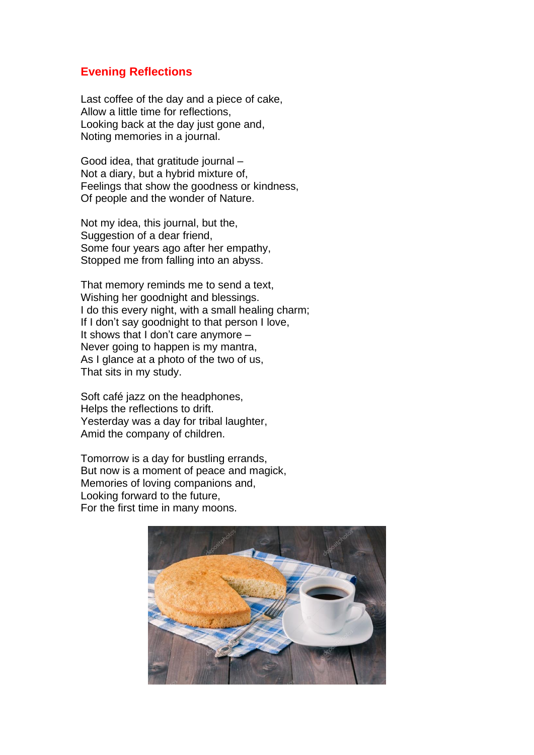## Evening Reflections

Last coffee of the day and a piece of cake,
Allow a little time for reflections,
Looking back at the day just gone and,
Noting memories in a journal.

Good idea, that gratitude journal –
Not a diary, but a hybrid mixture of,
Feelings that show the goodness or kindness,
Of people and the wonder of Nature.

Not my idea, this journal, but the,
Suggestion of a dear friend,
Some four years ago after her empathy,
Stopped me from falling into an abyss.

That memory reminds me to send a text,
Wishing her goodnight and blessings.
I do this every night, with a small healing charm;
If I don't say goodnight to that person I love,
It shows that I don't care anymore –
Never going to happen is my mantra,
As I glance at a photo of the two of us,
That sits in my study.

Soft café jazz on the headphones,
Helps the reflections to drift.
Yesterday was a day for tribal laughter,
Amid the company of children.

Tomorrow is a day for bustling errands,
But now is a moment of peace and magick,
Memories of loving companions and,
Looking forward to the future,
For the first time in many moons.